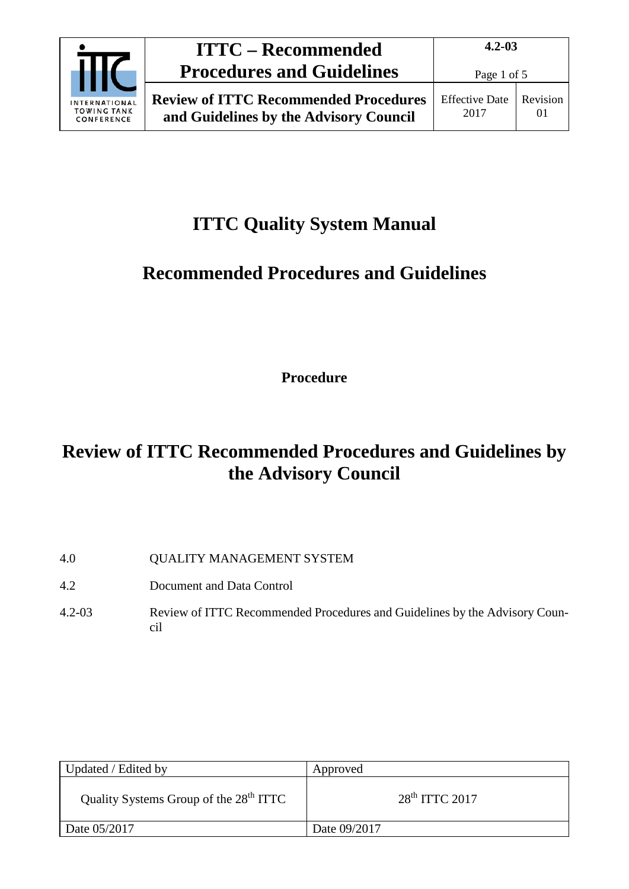# ITTC Quality System Manual

## Recommended Procedures and Guidelines

**Procedure**

# Review of ITTC Recommended Procedures and Guidelines by the Advisory Council

| | |
|---|---|
| 4.0 | QUALITY MANAGEMENT SYSTEM |
| 4.2 | Document and Data Control |
| 4.2-03 | Review of ITTC Recommended Procedures and Guidelines by the Advisory Council |

| Updated / Edited by | Approved |
|---|---|
| Quality Systems Group of the 28th ITTC | 28th ITTC 2017 |
| Date 05/2017 | Date 09/2017 |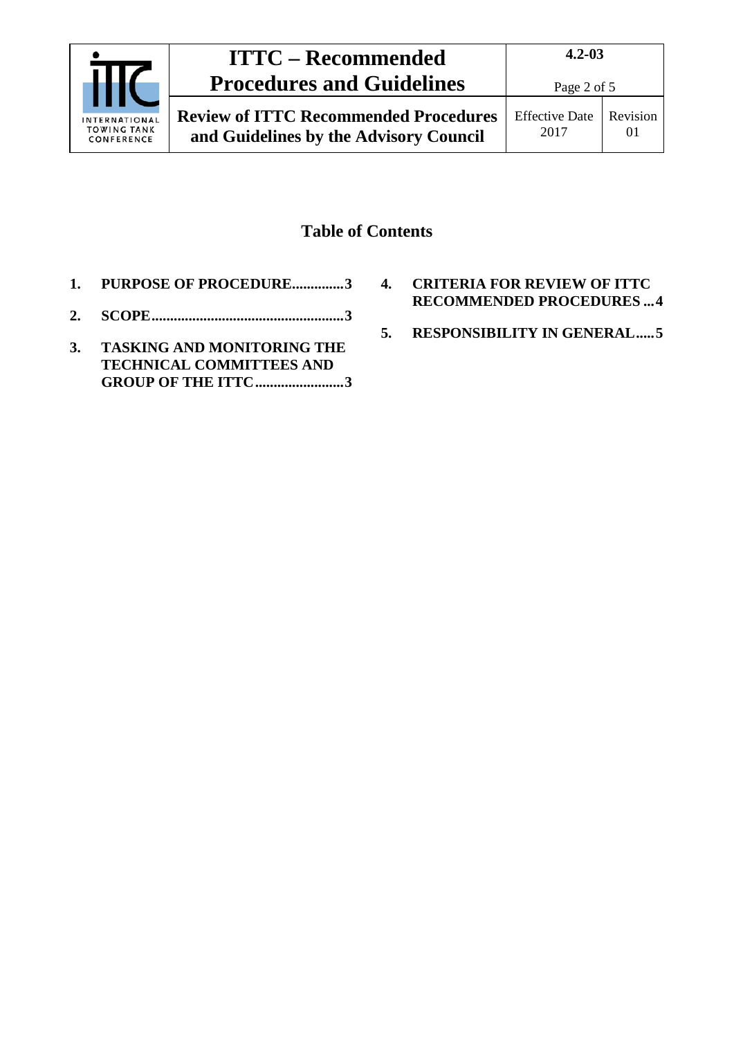## Table of Contents

1. PURPOSE OF PROCEDURE..............3
2. SCOPE....................................................3
3. TASKING AND MONITORING THE TECHNICAL COMMITTEES AND GROUP OF THE ITTC........................3
4. CRITERIA FOR REVIEW OF ITTC RECOMMENDED PROCEDURES ...4
5. RESPONSIBILITY IN GENERAL.....5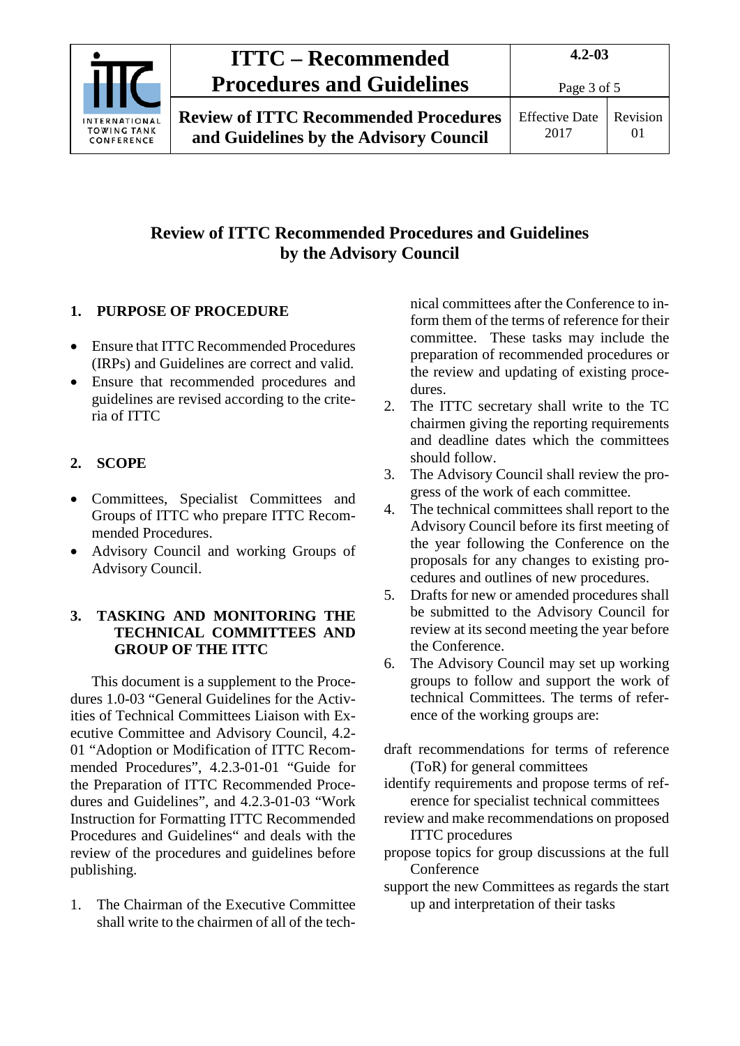# Review of ITTC Recommended Procedures and Guidelines by the Advisory Council

## 1. PURPOSE OF PROCEDURE

- Ensure that ITTC Recommended Procedures (IRPs) and Guidelines are correct and valid.
- Ensure that recommended procedures and guidelines are revised according to the criteria of ITTC

## 2. SCOPE

- Committees, Specialist Committees and Groups of ITTC who prepare ITTC Recommended Procedures.
- Advisory Council and working Groups of Advisory Council.

## 3. TASKING AND MONITORING THE TECHNICAL COMMITTEES AND GROUP OF THE ITTC

This document is a supplement to the Procedures 1.0-03 "General Guidelines for the Activities of Technical Committees Liaison with Executive Committee and Advisory Council, 4.2-01 "Adoption or Modification of ITTC Recommended Procedures", 4.2.3-01-01 "Guide for the Preparation of ITTC Recommended Procedures and Guidelines", and 4.2.3-01-03 "Work Instruction for Formatting ITTC Recommended Procedures and Guidelines" and deals with the review of the procedures and guidelines before publishing.

1. The Chairman of the Executive Committee shall write to the chairmen of all of the technical committees after the Conference to inform them of the terms of reference for their committee. These tasks may include the preparation of recommended procedures or the review and updating of existing procedures.
2. The ITTC secretary shall write to the TC chairmen giving the reporting requirements and deadline dates which the committees should follow.
3. The Advisory Council shall review the progress of the work of each committee.
4. The technical committees shall report to the Advisory Council before its first meeting of the year following the Conference on the proposals for any changes to existing procedures and outlines of new procedures.
5. Drafts for new or amended procedures shall be submitted to the Advisory Council for review at its second meeting the year before the Conference.
6. The Advisory Council may set up working groups to follow and support the work of technical Committees. The terms of reference of the working groups are:

draft recommendations for terms of reference (ToR) for general committees

identify requirements and propose terms of reference for specialist technical committees

review and make recommendations on proposed ITTC procedures

propose topics for group discussions at the full Conference

support the new Committees as regards the start up and interpretation of their tasks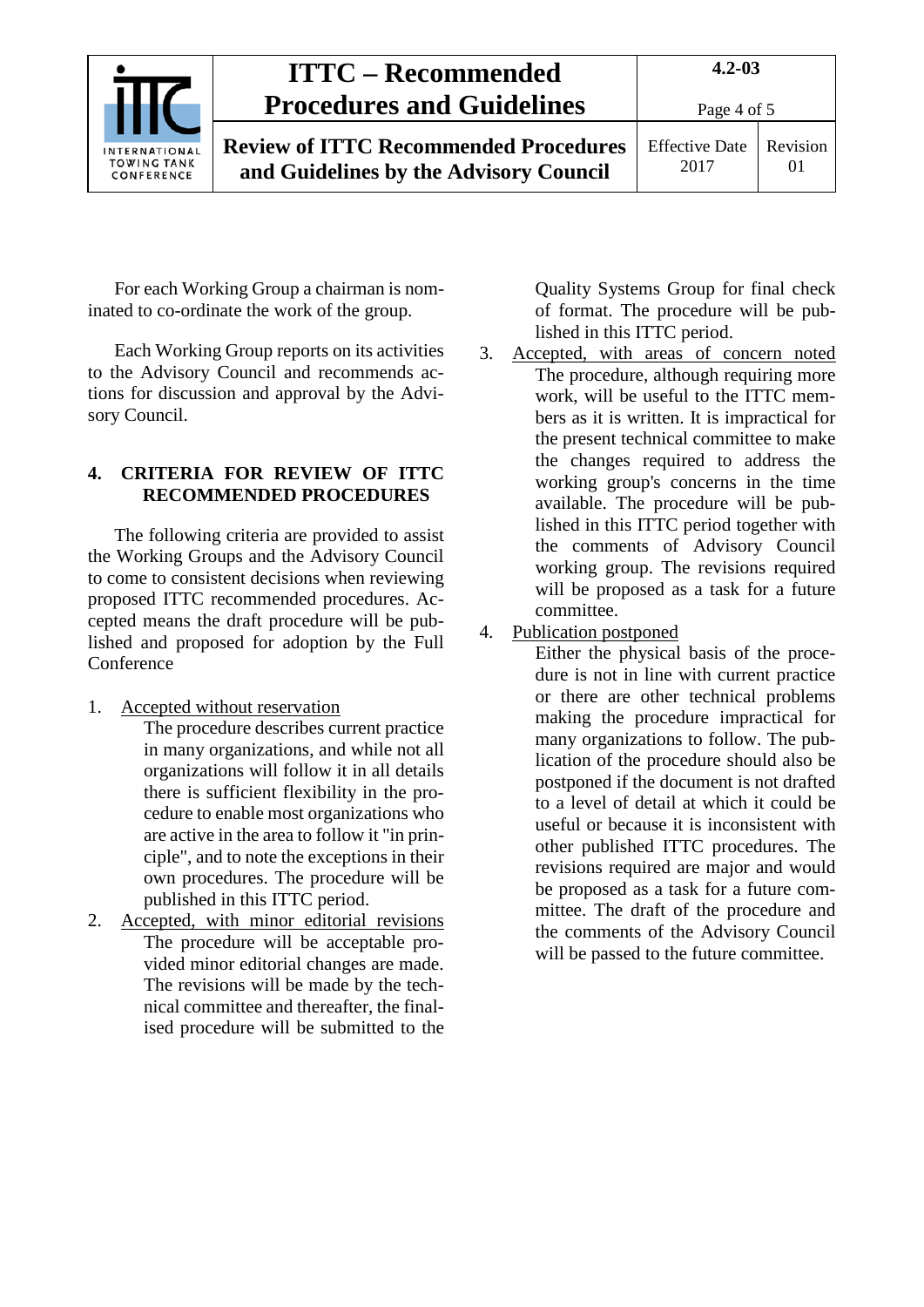For each Working Group a chairman is nominated to co-ordinate the work of the group.

Each Working Group reports on its activities to the Advisory Council and recommends actions for discussion and approval by the Advisory Council.

## 4. CRITERIA FOR REVIEW OF ITTC RECOMMENDED PROCEDURES

The following criteria are provided to assist the Working Groups and the Advisory Council to come to consistent decisions when reviewing proposed ITTC recommended procedures. Accepted means the draft procedure will be published and proposed for adoption by the Full Conference

1. Accepted without reservation
   The procedure describes current practice in many organizations, and while not all organizations will follow it in all details there is sufficient flexibility in the procedure to enable most organizations who are active in the area to follow it "in principle", and to note the exceptions in their own procedures. The procedure will be published in this ITTC period.
2. Accepted, with minor editorial revisions
   The procedure will be acceptable provided minor editorial changes are made. The revisions will be made by the technical committee and thereafter, the finalised procedure will be submitted to the Quality Systems Group for final check of format. The procedure will be published in this ITTC period.
3. Accepted, with areas of concern noted
   The procedure, although requiring more work, will be useful to the ITTC members as it is written. It is impractical for the present technical committee to make the changes required to address the working group's concerns in the time available. The procedure will be published in this ITTC period together with the comments of Advisory Council working group. The revisions required will be proposed as a task for a future committee.
4. Publication postponed
   Either the physical basis of the procedure is not in line with current practice or there are other technical problems making the procedure impractical for many organizations to follow. The publication of the procedure should also be postponed if the document is not drafted to a level of detail at which it could be useful or because it is inconsistent with other published ITTC procedures. The revisions required are major and would be proposed as a task for a future committee. The draft of the procedure and the comments of the Advisory Council will be passed to the future committee.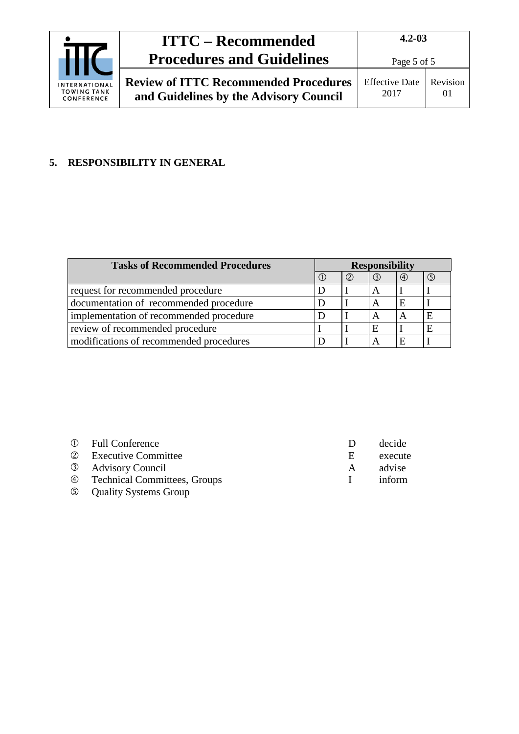## 5. RESPONSIBILITY IN GENERAL

| Tasks of Recommended Procedures | Responsibility | | | | |
|---|---|---|---|---|---|
| | ① | ② | ③ | ④ | ⑤ |
| request for recommended procedure | D | I | A | I | I |
| documentation of recommended procedure | D | I | A | E | I |
| implementation of recommended procedure | D | I | A | A | E |
| review of recommended procedure | I | I | E | I | E |
| modifications of recommended procedures | D | I | A | E | I |

① Full Conference
② Executive Committee
③ Advisory Council
④ Technical Committees, Groups
⑤ Quality Systems Group

D decide
E execute
A advise
I inform